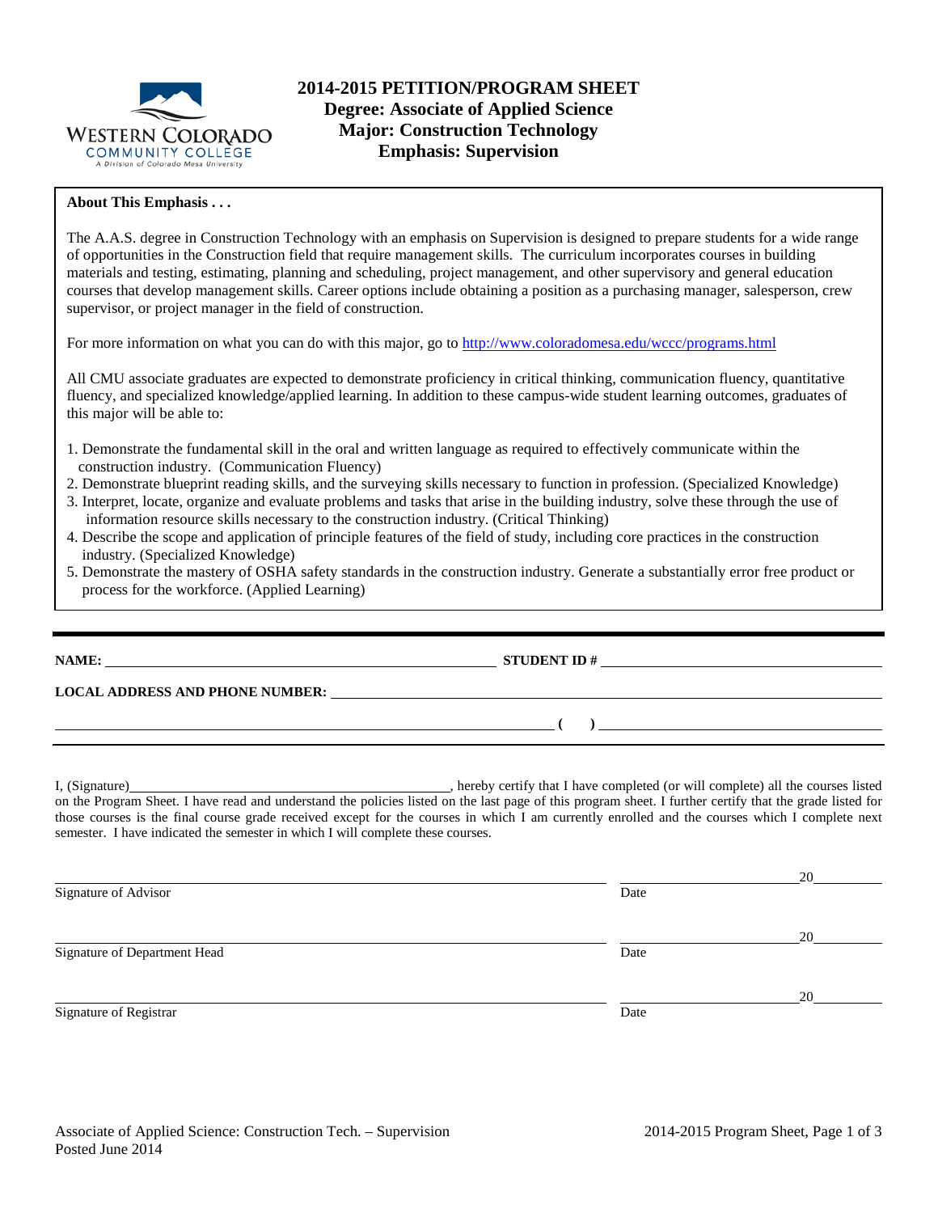# 2014-2015 PETITION/PROGRAM SHEET
## Degree: Associate of Applied Science
## Major: Construction Technology
## Emphasis: Supervision

**About This Emphasis . . .**

The A.A.S. degree in Construction Technology with an emphasis on Supervision is designed to prepare students for a wide range of opportunities in the Construction field that require management skills. The curriculum incorporates courses in building materials and testing, estimating, planning and scheduling, project management, and other supervisory and general education courses that develop management skills. Career options include obtaining a position as a purchasing manager, salesperson, crew supervisor, or project manager in the field of construction.

For more information on what you can do with this major, go to http://www.coloradomesa.edu/wccc/programs.html

All CMU associate graduates are expected to demonstrate proficiency in critical thinking, communication fluency, quantitative fluency, and specialized knowledge/applied learning. In addition to these campus-wide student learning outcomes, graduates of this major will be able to:

1. Demonstrate the fundamental skill in the oral and written language as required to effectively communicate within the construction industry. (Communication Fluency)
2. Demonstrate blueprint reading skills, and the surveying skills necessary to function in profession. (Specialized Knowledge)
3. Interpret, locate, organize and evaluate problems and tasks that arise in the building industry, solve these through the use of information resource skills necessary to the construction industry. (Critical Thinking)
4. Describe the scope and application of principle features of the field of study, including core practices in the construction industry. (Specialized Knowledge)
5. Demonstrate the mastery of OSHA safety standards in the construction industry. Generate a substantially error free product or process for the workforce. (Applied Learning)

---

**NAME:** ______________________________ **STUDENT ID #** ______________________________

**LOCAL ADDRESS AND PHONE NUMBER:** ______________________________

______________________________ **( )** ______________________________

I, (Signature)______________________________, hereby certify that I have completed (or will complete) all the courses listed on the Program Sheet. I have read and understand the policies listed on the last page of this program sheet. I further certify that the grade listed for those courses is the final course grade received except for the courses in which I am currently enrolled and the courses which I complete next semester. I have indicated the semester in which I will complete these courses.

______________________________ ______________20______
Signature of Advisor Date

______________________________ ______________20______
Signature of Department Head Date

______________________________ ______________20______
Signature of Registrar Date

Associate of Applied Science: Construction Tech. – Supervision
Posted June 2014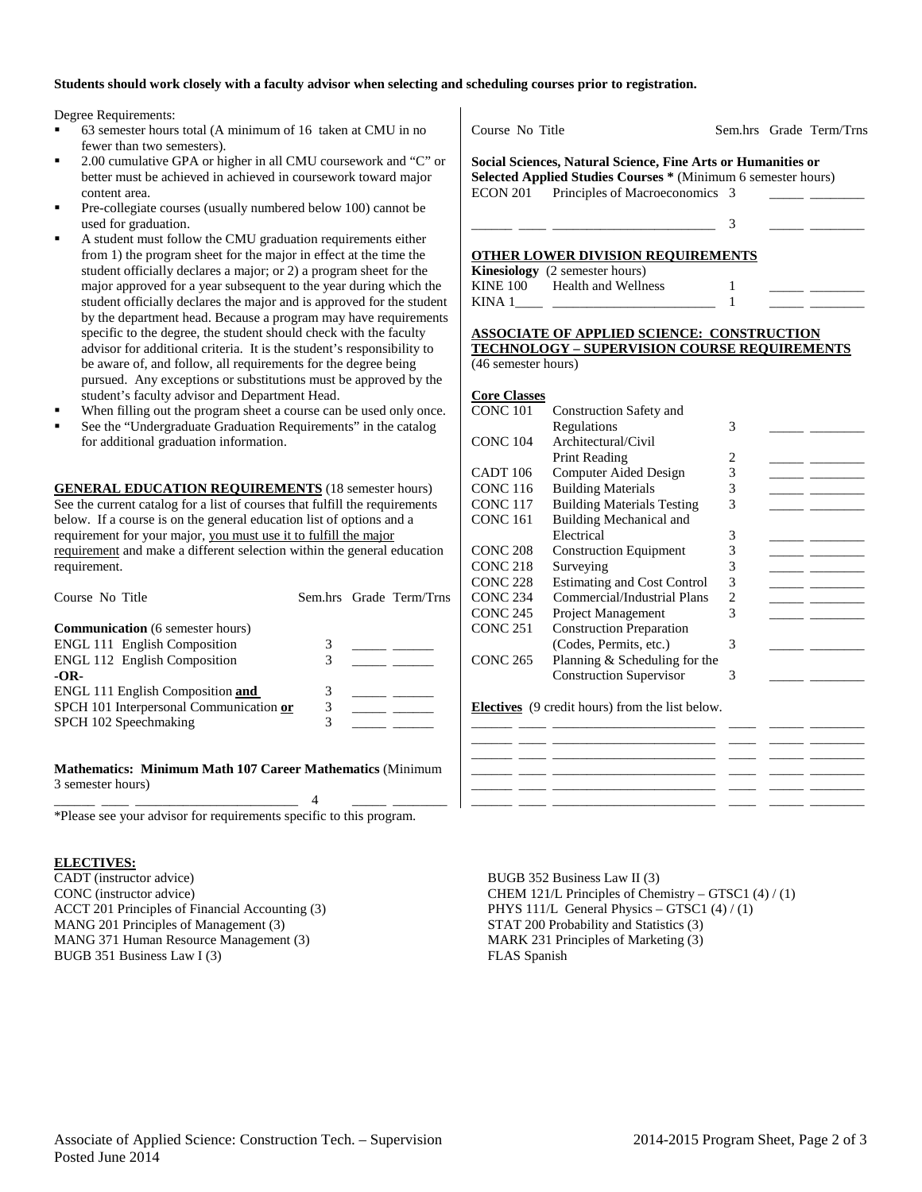**Students should work closely with a faculty advisor when selecting and scheduling courses prior to registration.**

Degree Requirements:

- 63 semester hours total (A minimum of 16 taken at CMU in no fewer than two semesters).
- 2.00 cumulative GPA or higher in all CMU coursework and "C" or better must be achieved in achieved in coursework toward major content area.
- Pre-collegiate courses (usually numbered below 100) cannot be used for graduation.
- A student must follow the CMU graduation requirements either from 1) the program sheet for the major in effect at the time the student officially declares a major; or 2) a program sheet for the major approved for a year subsequent to the year during which the student officially declares the major and is approved for the student by the department head. Because a program may have requirements specific to the degree, the student should check with the faculty advisor for additional criteria. It is the student's responsibility to be aware of, and follow, all requirements for the degree being pursued. Any exceptions or substitutions must be approved by the student's faculty advisor and Department Head.
- When filling out the program sheet a course can be used only once.
- See the "Undergraduate Graduation Requirements" in the catalog for additional graduation information.

**GENERAL EDUCATION REQUIREMENTS** (18 semester hours) See the current catalog for a list of courses that fulfill the requirements below. If a course is on the general education list of options and a requirement for your major, you must use it to fulfill the major requirement and make a different selection within the general education requirement.

| Course No Title | Sem.hrs | Grade | Term/Trns |
|---|---|---|---|
| **Communication** (6 semester hours) | | | |
| ENGL 111 English Composition | 3 | _____ | ______ |
| ENGL 112 English Composition | 3 | _____ | ______ |
| **-OR-** | | | |
| ENGL 111 English Composition **and** | 3 | _____ | ______ |
| SPCH 101 Interpersonal Communication **or** | 3 | _____ | ______ |
| SPCH 102 Speechmaking | 3 | _____ | ______ |
| **Mathematics: Minimum Math 107 Career Mathematics** (Minimum 3 semester hours) | | | |
| ______ ____ ________________________ | 4 | _____ | ________ |

*Please see your advisor for requirements specific to this program.

| Course No Title | Sem.hrs | Grade | Term/Trns |
|---|---|---|---|
| **Social Sciences, Natural Science, Fine Arts or Humanities or Selected Applied Studies Courses *** (Minimum 6 semester hours) | | | |
| ECON 201 Principles of Macroeconomics | 3 | _____ | ________ |
| ______ ____ ________________________ | 3 | _____ | ________ |

**OTHER LOWER DIVISION REQUIREMENTS**

| Course No Title | Sem.hrs | Grade | Term/Trns |
|---|---|---|---|
| **Kinesiology** (2 semester hours) | | | |
| KINE 100 Health and Wellness | 1 | _____ | ________ |
| KINA 1____ ________________________ | 1 | _____ | ________ |

**ASSOCIATE OF APPLIED SCIENCE: CONSTRUCTION TECHNOLOGY – SUPERVISION COURSE REQUIREMENTS**

(46 semester hours)

**Core Classes**

| Course No | Title | Sem.hrs | Grade | Term/Trns |
|---|---|---|---|---|
| CONC 101 | Construction Safety and Regulations | 3 | _____ | ________ |
| CONC 104 | Architectural/Civil Print Reading | 2 | _____ | ________ |
| CADT 106 | Computer Aided Design | 3 | _____ | ________ |
| CONC 116 | Building Materials | 3 | _____ | ________ |
| CONC 117 | Building Materials Testing | 3 | _____ | ________ |
| CONC 161 | Building Mechanical and Electrical | 3 | _____ | ________ |
| CONC 208 | Construction Equipment | 3 | _____ | ________ |
| CONC 218 | Surveying | 3 | _____ | ________ |
| CONC 228 | Estimating and Cost Control | 3 | _____ | ________ |
| CONC 234 | Commercial/Industrial Plans | 2 | _____ | ________ |
| CONC 245 | Project Management | 3 | _____ | ________ |
| CONC 251 | Construction Preparation (Codes, Permits, etc.) | 3 | _____ | ________ |
| CONC 265 | Planning & Scheduling for the Construction Supervisor | 3 | _____ | ________ |

**Electives** (9 credit hours) from the list below.

| Course No | Title | Sem.hrs | Grade | Term/Trns |
|---|---|---|---|---|
| ______ ____ | ________________________ | ____ | _____ | ________ |
| ______ ____ | ________________________ | ____ | _____ | ________ |
| ______ ____ | ________________________ | ____ | _____ | ________ |
| ______ ____ | ________________________ | ____ | _____ | ________ |
| ______ ____ | ________________________ | ____ | _____ | ________ |
| ______ ____ | ________________________ | ____ | _____ | ________ |

**ELECTIVES:**

CADT (instructor advice)
CONC (instructor advice)
ACCT 201 Principles of Financial Accounting (3)
MANG 201 Principles of Management (3)
MANG 371 Human Resource Management (3)
BUGB 351 Business Law I (3)
BUGB 352 Business Law II (3)
CHEM 121/L Principles of Chemistry – GTSC1 (4) / (1)
PHYS 111/L General Physics – GTSC1 (4) / (1)
STAT 200 Probability and Statistics (3)
MARK 231 Principles of Marketing (3)
FLAS Spanish

Associate of Applied Science: Construction Tech. – Supervision
Posted June 2014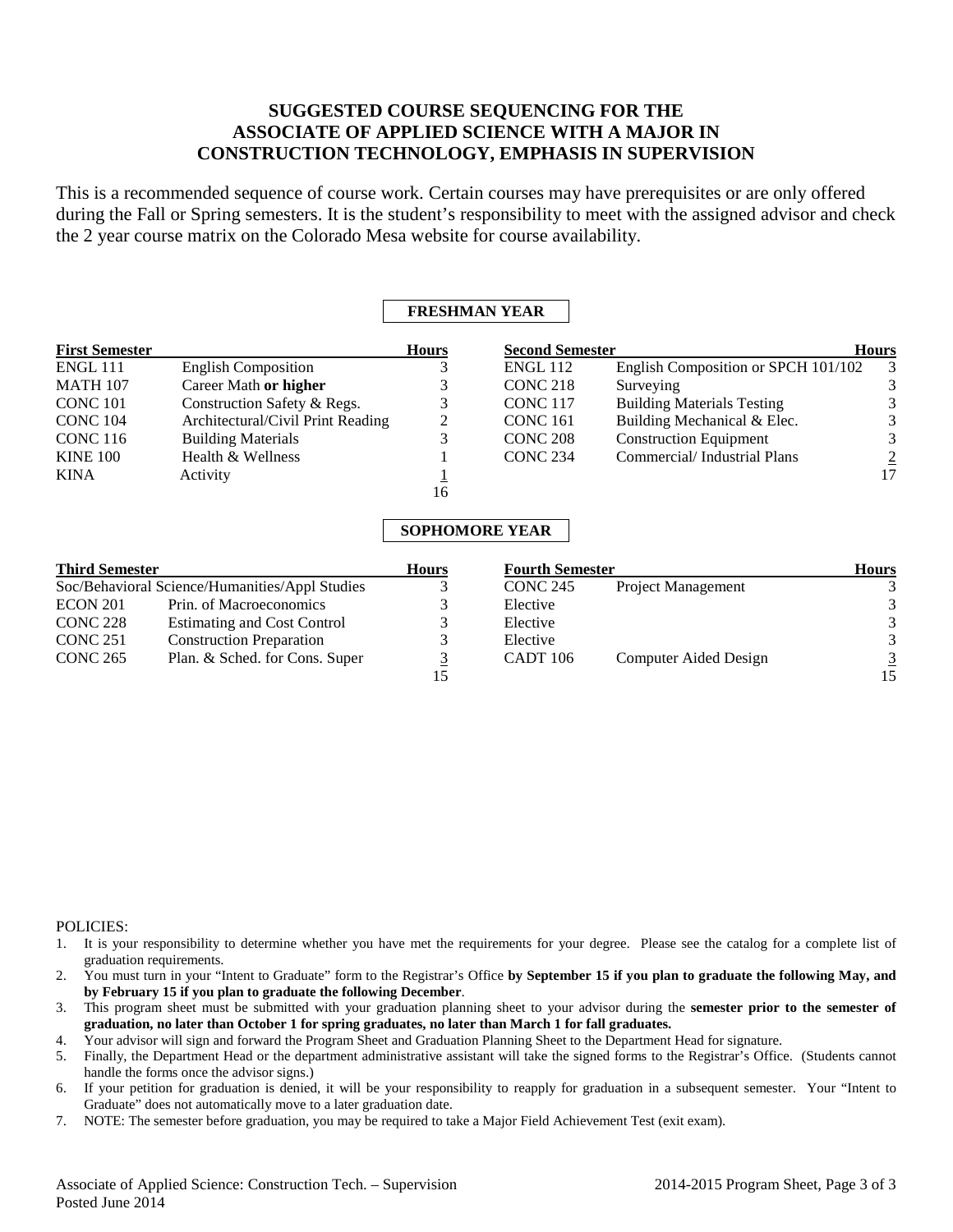# SUGGESTED COURSE SEQUENCING FOR THE ASSOCIATE OF APPLIED SCIENCE WITH A MAJOR IN CONSTRUCTION TECHNOLOGY, EMPHASIS IN SUPERVISION

This is a recommended sequence of course work. Certain courses may have prerequisites or are only offered during the Fall or Spring semesters. It is the student's responsibility to meet with the assigned advisor and check the 2 year course matrix on the Colorado Mesa website for course availability.

## FRESHMAN YEAR

| First Semester | | Hours |
|---|---|---|
| ENGL 111 | English Composition | 3 |
| MATH 107 | Career Math **or higher** | 3 |
| CONC 101 | Construction Safety & Regs. | 3 |
| CONC 104 | Architectural/Civil Print Reading | 2 |
| CONC 116 | Building Materials | 3 |
| KINE 100 | Health & Wellness | 1 |
| KINA | Activity | 1 |
| | | 16 |

| Second Semester | | Hours |
|---|---|---|
| ENGL 112 | English Composition or SPCH 101/102 | 3 |
| CONC 218 | Surveying | 3 |
| CONC 117 | Building Materials Testing | 3 |
| CONC 161 | Building Mechanical & Elec. | 3 |
| CONC 208 | Construction Equipment | 3 |
| CONC 234 | Commercial/ Industrial Plans | 2 |
| | | 17 |

## SOPHOMORE YEAR

| Third Semester | | Hours |
|---|---|---|
| Soc/Behavioral Science/Humanities/Appl Studies | | 3 |
| ECON 201 | Prin. of Macroeconomics | 3 |
| CONC 228 | Estimating and Cost Control | 3 |
| CONC 251 | Construction Preparation | 3 |
| CONC 265 | Plan. & Sched. for Cons. Super | 3 |
| | | 15 |

| Fourth Semester | | Hours |
|---|---|---|
| CONC 245 | Project Management | 3 |
| Elective | | 3 |
| Elective | | 3 |
| Elective | | 3 |
| CADT 106 | Computer Aided Design | 3 |
| | | 15 |

POLICIES:

1. It is your responsibility to determine whether you have met the requirements for your degree. Please see the catalog for a complete list of graduation requirements.
2. You must turn in your "Intent to Graduate" form to the Registrar's Office **by September 15 if you plan to graduate the following May, and by February 15 if you plan to graduate the following December**.
3. This program sheet must be submitted with your graduation planning sheet to your advisor during the **semester prior to the semester of graduation, no later than October 1 for spring graduates, no later than March 1 for fall graduates.**
4. Your advisor will sign and forward the Program Sheet and Graduation Planning Sheet to the Department Head for signature.
5. Finally, the Department Head or the department administrative assistant will take the signed forms to the Registrar's Office. (Students cannot handle the forms once the advisor signs.)
6. If your petition for graduation is denied, it will be your responsibility to reapply for graduation in a subsequent semester. Your "Intent to Graduate" does not automatically move to a later graduation date.
7. NOTE: The semester before graduation, you may be required to take a Major Field Achievement Test (exit exam).